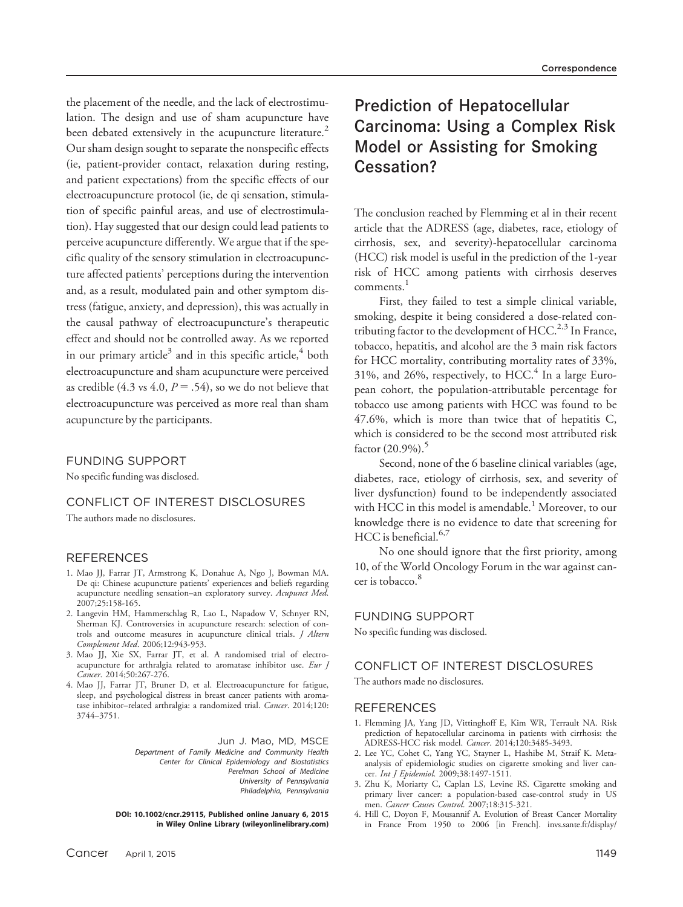the placement of the needle, and the lack of electrostimulation. The design and use of sham acupuncture have been debated extensively in the acupuncture literature.[2] Our sham design sought to separate the nonspecific effects (ie, patient-provider contact, relaxation during resting, and patient expectations) from the specific effects of our electroacupuncture protocol (ie, de qi sensation, stimulation of specific painful areas, and use of electrostimulation). Hay suggested that our design could lead patients to perceive acupuncture differently. We argue that if the specific quality of the sensory stimulation in electroacupuncture affected patients' perceptions during the intervention and, as a result, modulated pain and other symptom distress (fatigue, anxiety, and depression), this was actually in the causal pathway of electroacupuncture's therapeutic effect and should not be controlled away. As we reported in our primary article[3] and in this specific article,[4] both electroacupuncture and sham acupuncture were perceived as credible (4.3 vs 4.0, $P = .54$), so we do not believe that electroacupuncture was perceived as more real than sham acupuncture by the participants.

## FUNDING SUPPORT

No specific funding was disclosed.

## CONFLICT OF INTEREST DISCLOSURES

The authors made no disclosures.

## REFERENCES

1. Mao JJ, Farrar JT, Armstrong K, Donahue A, Ngo J, Bowman MA. De qi: Chinese acupuncture patients' experiences and beliefs regarding acupuncture needling sensation–an exploratory survey. *Acupunct Med*. 2007;25:158-165.
2. Langevin HM, Hammerschlag R, Lao L, Napadow V, Schnyer RN, Sherman KJ. Controversies in acupuncture research: selection of controls and outcome measures in acupuncture clinical trials. *J Altern Complement Med*. 2006;12:943-953.
3. Mao JJ, Xie SX, Farrar JT, et al. A randomised trial of electroacupuncture for arthralgia related to aromatase inhibitor use. *Eur J Cancer*. 2014;50:267-276.
4. Mao JJ, Farrar JT, Bruner D, et al. Electroacupuncture for fatigue, sleep, and psychological distress in breast cancer patients with aromatase inhibitor–related arthralgia: a randomized trial. *Cancer*. 2014;120: 3744–3751.

Jun J. Mao, MD, MSCE
*Department of Family Medicine and Community Health*
*Center for Clinical Epidemiology and Biostatistics*
*Perelman School of Medicine*
*University of Pennsylvania*
*Philadelphia, Pennsylvania*

**DOI: 10.1002/cncr.29115, Published online January 6, 2015 in Wiley Online Library (wileyonlinelibrary.com)**

# Prediction of Hepatocellular Carcinoma: Using a Complex Risk Model or Assisting for Smoking Cessation?

The conclusion reached by Flemming et al in their recent article that the ADRESS (age, diabetes, race, etiology of cirrhosis, sex, and severity)-hepatocellular carcinoma (HCC) risk model is useful in the prediction of the 1-year risk of HCC among patients with cirrhosis deserves comments.[1]

First, they failed to test a simple clinical variable, smoking, despite it being considered a dose-related contributing factor to the development of HCC.[2,3] In France, tobacco, hepatitis, and alcohol are the 3 main risk factors for HCC mortality, contributing mortality rates of 33%, 31%, and 26%, respectively, to HCC.[4] In a large European cohort, the population-attributable percentage for tobacco use among patients with HCC was found to be 47.6%, which is more than twice that of hepatitis C, which is considered to be the second most attributed risk factor (20.9%).[5]

Second, none of the 6 baseline clinical variables (age, diabetes, race, etiology of cirrhosis, sex, and severity of liver dysfunction) found to be independently associated with HCC in this model is amendable.[1] Moreover, to our knowledge there is no evidence to date that screening for HCC is beneficial.[6,7]

No one should ignore that the first priority, among 10, of the World Oncology Forum in the war against cancer is tobacco.[8]

## FUNDING SUPPORT

No specific funding was disclosed.

## CONFLICT OF INTEREST DISCLOSURES

The authors made no disclosures.

## REFERENCES

1. Flemming JA, Yang JD, Vittinghoff E, Kim WR, Terrault NA. Risk prediction of hepatocellular carcinoma in patients with cirrhosis: the ADRESS-HCC risk model. *Cancer*. 2014;120:3485-3493.
2. Lee YC, Cohet C, Yang YC, Stayner L, Hashibe M, Straif K. Meta-analysis of epidemiologic studies on cigarette smoking and liver cancer. *Int J Epidemiol*. 2009;38:1497-1511.
3. Zhu K, Moriarty C, Caplan LS, Levine RS. Cigarette smoking and primary liver cancer: a population-based case-control study in US men. *Cancer Causes Control*. 2007;18:315-321.
4. Hill C, Doyon F, Mousannif A. Evolution of Breast Cancer Mortality in France From 1950 to 2006 [in French]. invs.sante.fr/display/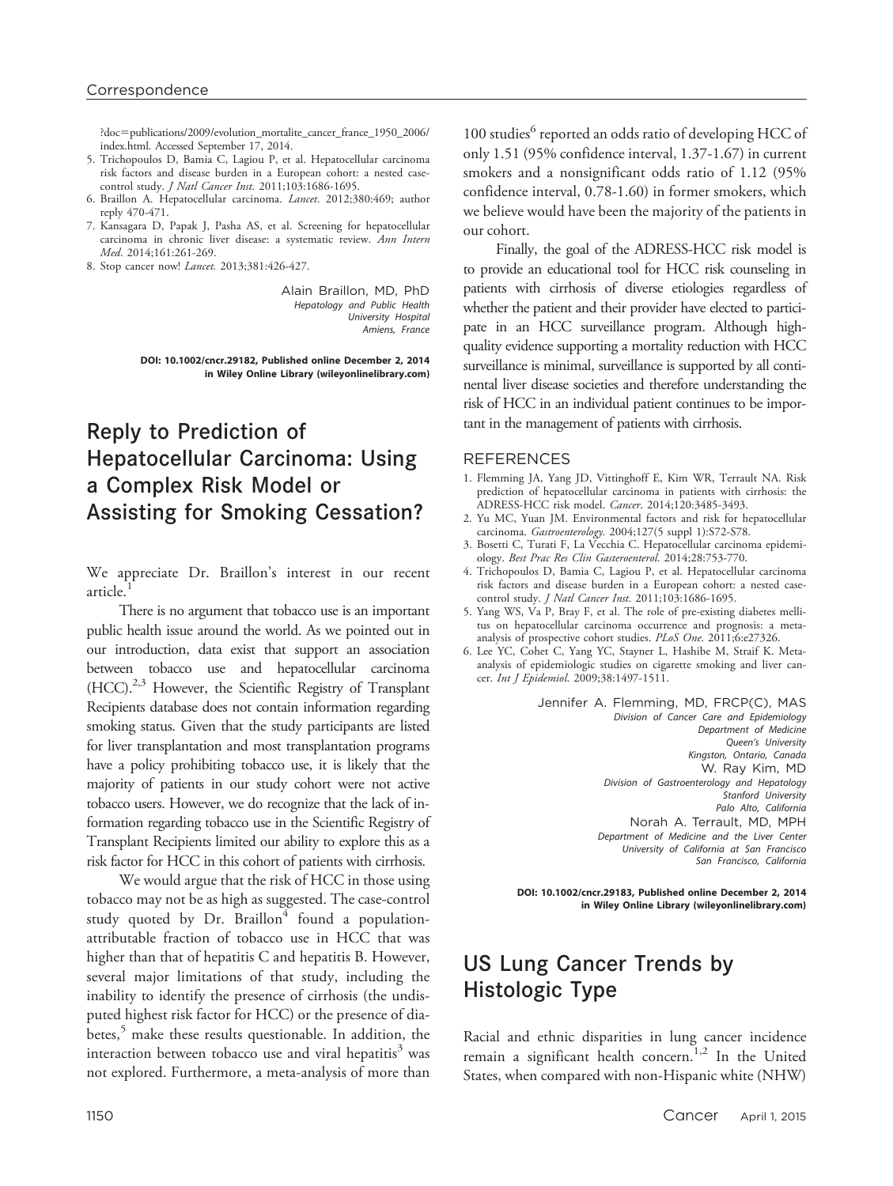?doc=publications/2009/evolution_mortalite_cancer_france_1950_2006/index.html. Accessed September 17, 2014.

5. Trichopoulos D, Bamia C, Lagiou P, et al. Hepatocellular carcinoma risk factors and disease burden in a European cohort: a nested case-control study. *J Natl Cancer Inst*. 2011;103:1686-1695.
6. Braillon A. Hepatocellular carcinoma. *Lancet*. 2012;380:469; author reply 470-471.
7. Kansagara D, Papak J, Pasha AS, et al. Screening for hepatocellular carcinoma in chronic liver disease: a systematic review. *Ann Intern Med*. 2014;161:261-269.
8. Stop cancer now! *Lancet*. 2013;381:426-427.

Alain Braillon, MD, PhD
*Hepatology and Public Health*
*University Hospital*
*Amiens, France*

**DOI: 10.1002/cncr.29182, Published online December 2, 2014 in Wiley Online Library (wileyonlinelibrary.com)**

## Reply to Prediction of Hepatocellular Carcinoma: Using a Complex Risk Model or Assisting for Smoking Cessation?

We appreciate Dr. Braillon's interest in our recent article.[1]

There is no argument that tobacco use is an important public health issue around the world. As we pointed out in our introduction, data exist that support an association between tobacco use and hepatocellular carcinoma (HCC).[2,3] However, the Scientific Registry of Transplant Recipients database does not contain information regarding smoking status. Given that the study participants are listed for liver transplantation and most transplantation programs have a policy prohibiting tobacco use, it is likely that the majority of patients in our study cohort were not active tobacco users. However, we do recognize that the lack of information regarding tobacco use in the Scientific Registry of Transplant Recipients limited our ability to explore this as a risk factor for HCC in this cohort of patients with cirrhosis.

We would argue that the risk of HCC in those using tobacco may not be as high as suggested. The case-control study quoted by Dr. Braillon[4] found a population-attributable fraction of tobacco use in HCC that was higher than that of hepatitis C and hepatitis B. However, several major limitations of that study, including the inability to identify the presence of cirrhosis (the undisputed highest risk factor for HCC) or the presence of diabetes,[5] make these results questionable. In addition, the interaction between tobacco use and viral hepatitis[3] was not explored. Furthermore, a meta-analysis of more than 100 studies[6] reported an odds ratio of developing HCC of only 1.51 (95% confidence interval, 1.37-1.67) in current smokers and a nonsignificant odds ratio of 1.12 (95% confidence interval, 0.78-1.60) in former smokers, which we believe would have been the majority of the patients in our cohort.

Finally, the goal of the ADRESS-HCC risk model is to provide an educational tool for HCC risk counseling in patients with cirrhosis of diverse etiologies regardless of whether the patient and their provider have elected to participate in an HCC surveillance program. Although high-quality evidence supporting a mortality reduction with HCC surveillance is minimal, surveillance is supported by all continental liver disease societies and therefore understanding the risk of HCC in an individual patient continues to be important in the management of patients with cirrhosis.

### REFERENCES

1. Flemming JA, Yang JD, Vittinghoff E, Kim WR, Terrault NA. Risk prediction of hepatocellular carcinoma in patients with cirrhosis: the ADRESS-HCC risk model. *Cancer*. 2014;120:3485-3493.
2. Yu MC, Yuan JM. Environmental factors and risk for hepatocellular carcinoma. *Gastroenterology*. 2004;127(5 suppl 1):S72-S78.
3. Bosetti C, Turati F, La Vecchia C. Hepatocellular carcinoma epidemiology. *Best Prac Res Clin Gasteroenterol*. 2014;28:753-770.
4. Trichopoulos D, Bamia C, Lagiou P, et al. Hepatocellular carcinoma risk factors and disease burden in a European cohort: a nested case-control study. *J Natl Cancer Inst*. 2011;103:1686-1695.
5. Yang WS, Va P, Bray F, et al. The role of pre-existing diabetes mellitus on hepatocellular carcinoma occurrence and prognosis: a meta-analysis of prospective cohort studies. *PLoS One*. 2011;6:e27326.
6. Lee YC, Cohet C, Yang YC, Stayner L, Hashibe M, Straif K. Meta-analysis of epidemiologic studies on cigarette smoking and liver cancer. *Int J Epidemiol*. 2009;38:1497-1511.

Jennifer A. Flemming, MD, FRCP(C), MAS
*Division of Cancer Care and Epidemiology*
*Department of Medicine*
*Queen's University*
*Kingston, Ontario, Canada*

W. Ray Kim, MD
*Division of Gastroenterology and Hepatology*
*Stanford University*
*Palo Alto, California*

Norah A. Terrault, MD, MPH
*Department of Medicine and the Liver Center*
*University of California at San Francisco*
*San Francisco, California*

**DOI: 10.1002/cncr.29183, Published online December 2, 2014 in Wiley Online Library (wileyonlinelibrary.com)**

## US Lung Cancer Trends by Histologic Type

Racial and ethnic disparities in lung cancer incidence remain a significant health concern.[1,2] In the United States, when compared with non-Hispanic white (NHW)